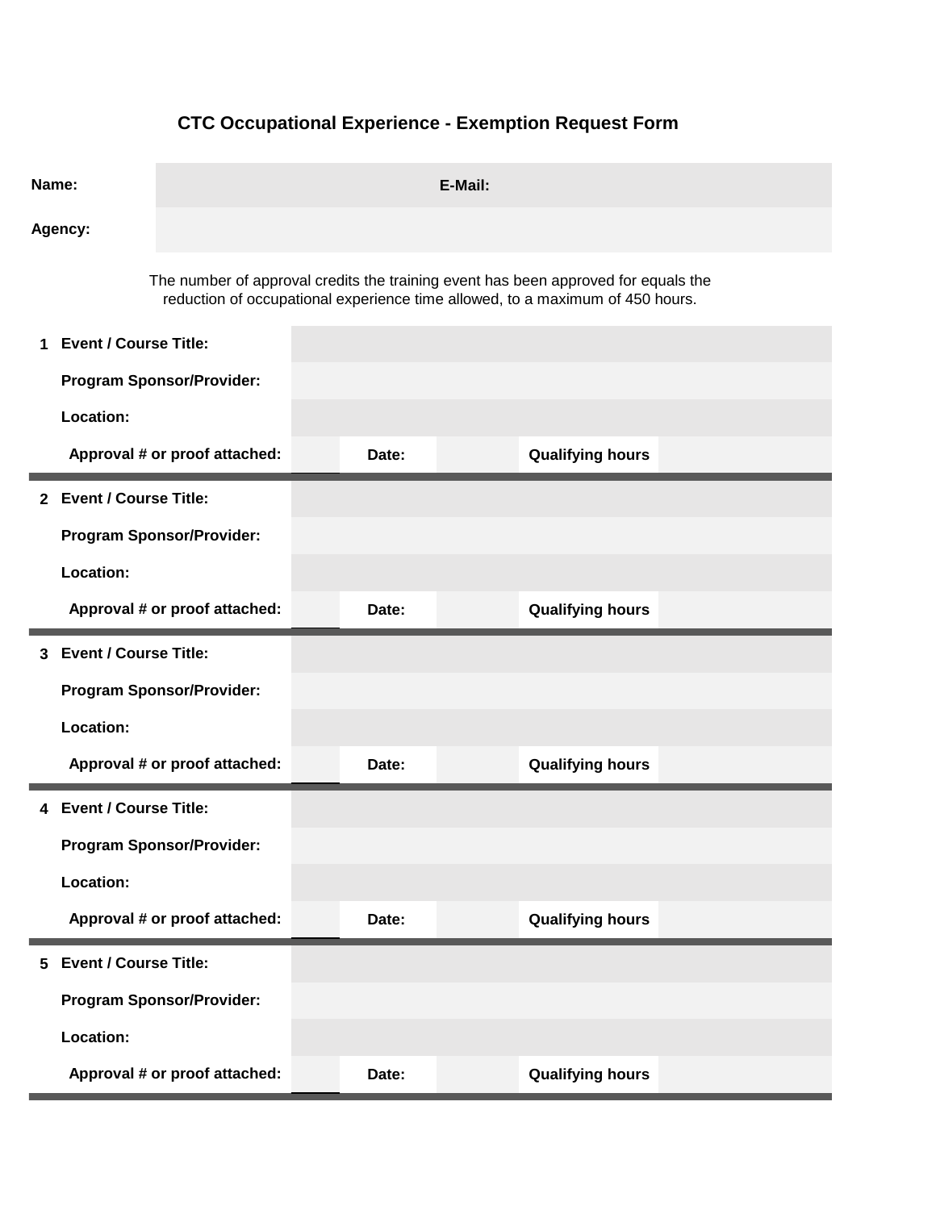# CTC Occupational Experience - Exemption Request Form

| | | | |
|---|---|---|---|
| **Name:** | | **E-Mail:** | |
| **Agency:** | | | |

The number of approval credits the training event has been approved for equals the reduction of occupational experience time allowed, to a maximum of 450 hours.

| | | | | | | |
|---|---|---|---|---|---|---|
| **1** | **Event / Course Title:** | | | | | |
| | **Program Sponsor/Provider:** | | | | | |
| | **Location:** | | | | | |
| | **Approval # or proof attached:** | | **Date:** | | **Qualifying hours** | |
| **2** | **Event / Course Title:** | | | | | |
| | **Program Sponsor/Provider:** | | | | | |
| | **Location:** | | | | | |
| | **Approval # or proof attached:** | | **Date:** | | **Qualifying hours** | |
| **3** | **Event / Course Title:** | | | | | |
| | **Program Sponsor/Provider:** | | | | | |
| | **Location:** | | | | | |
| | **Approval # or proof attached:** | | **Date:** | | **Qualifying hours** | |
| **4** | **Event / Course Title:** | | | | | |
| | **Program Sponsor/Provider:** | | | | | |
| | **Location:** | | | | | |
| | **Approval # or proof attached:** | | **Date:** | | **Qualifying hours** | |
| **5** | **Event / Course Title:** | | | | | |
| | **Program Sponsor/Provider:** | | | | | |
| | **Location:** | | | | | |
| | **Approval # or proof attached:** | | **Date:** | | **Qualifying hours** | |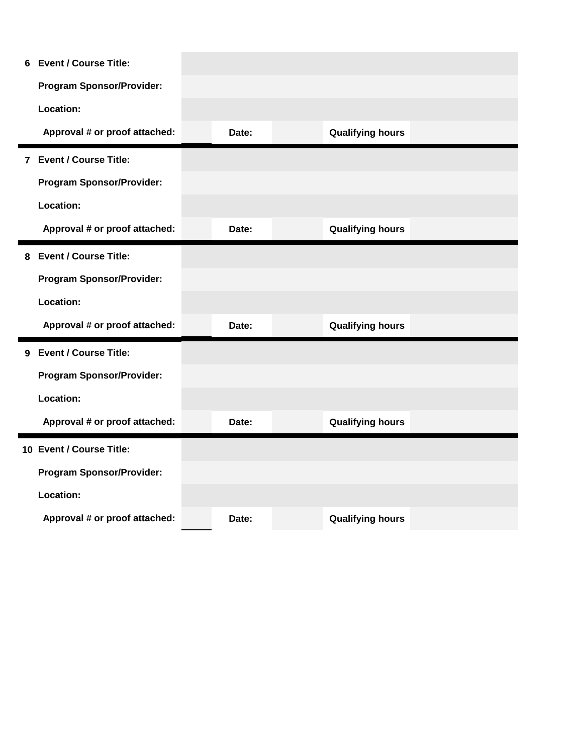| | | | | | | |
|---|---|---|---|---|---|---|
| 6 | Event / Course Title: | | | | | |
| | Program Sponsor/Provider: | | | | | |
| | Location: | | | | | |
| | Approval # or proof attached: | | Date: | | Qualifying hours | |
| 7 | Event / Course Title: | | | | | |
| | Program Sponsor/Provider: | | | | | |
| | Location: | | | | | |
| | Approval # or proof attached: | | Date: | | Qualifying hours | |
| 8 | Event / Course Title: | | | | | |
| | Program Sponsor/Provider: | | | | | |
| | Location: | | | | | |
| | Approval # or proof attached: | | Date: | | Qualifying hours | |
| 9 | Event / Course Title: | | | | | |
| | Program Sponsor/Provider: | | | | | |
| | Location: | | | | | |
| | Approval # or proof attached: | | Date: | | Qualifying hours | |
| 10 | Event / Course Title: | | | | | |
| | Program Sponsor/Provider: | | | | | |
| | Location: | | | | | |
| | Approval # or proof attached: | | Date: | | Qualifying hours | |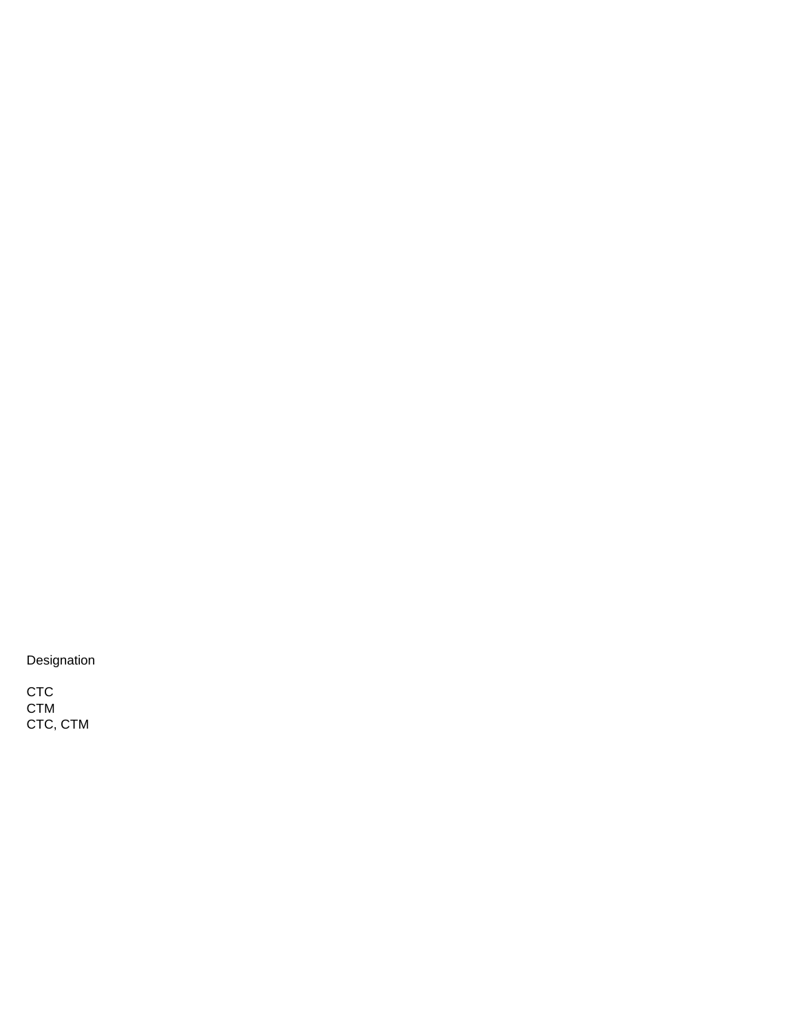Designation

CTC
CTM
CTC, CTM